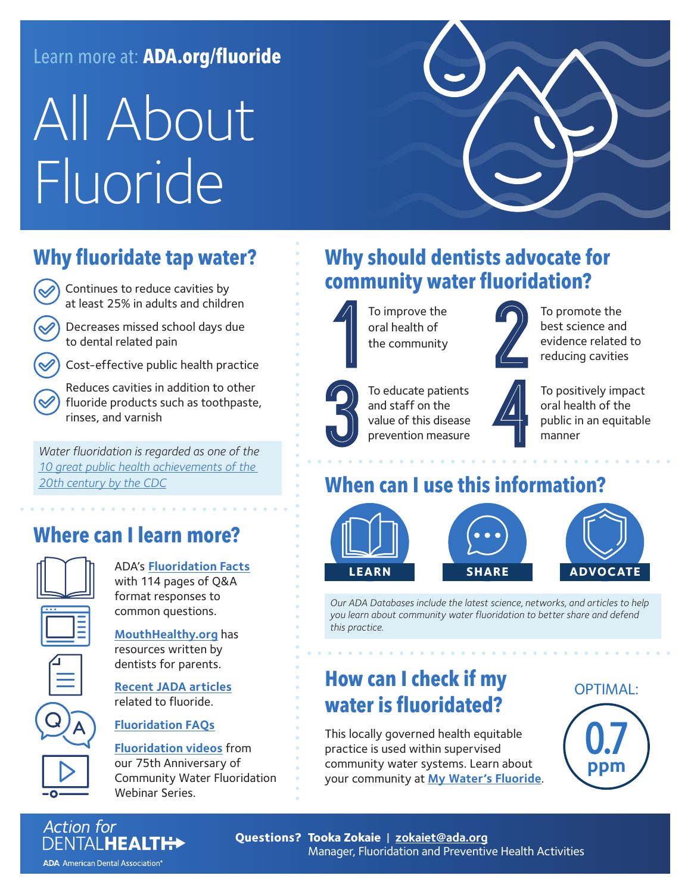Learn more at: **ADA.org/fluoride**

# All About Fluoride

## Why fluoridate tap water?

- Continues to reduce cavities by at least 25% in adults and children
- Decreases missed school days due to dental related pain
- Cost-effective public health practice
- Reduces cavities in addition to other fluoride products such as toothpaste, rinses, and varnish

*Water fluoridation is regarded as one of the [10 great public health achievements of the 20th century by the CDC](#)*

## Where can I learn more?

ADA's **[Fluoridation Facts](#)** with 114 pages of Q&A format responses to common questions.

**[MouthHealthy.org](#)** has resources written by dentists for parents.

**[Recent JADA articles](#)** related to fluoride.

**[Fluoridation FAQs](#)**

**[Fluoridation videos](#)** from our 75th Anniversary of Community Water Fluoridation Webinar Series.

## Why should dentists advocate for community water fluoridation?

1. To improve the oral health of the community
2. To promote the best science and evidence related to reducing cavities
3. To educate patients and staff on the value of this disease prevention measure
4. To positively impact oral health of the public in an equitable manner

## When can I use this information?

**LEARN** | **SHARE** | **ADVOCATE**

*Our ADA Databases include the latest science, networks, and articles to help you learn about community water fluoridation to better share and defend this practice.*

## How can I check if my water is fluoridated?

This locally governed health equitable practice is used within supervised community water systems. Learn about your community at **[My Water's Fluoride](#)**.

OPTIMAL: **0.7 ppm**

*Action for* DENTAL**HEALTH**

ADA American Dental Association®

**Questions? Tooka Zokaie** | **[zokaiet@ada.org](mailto:zokaiet@ada.org)**
Manager, Fluoridation and Preventive Health Activities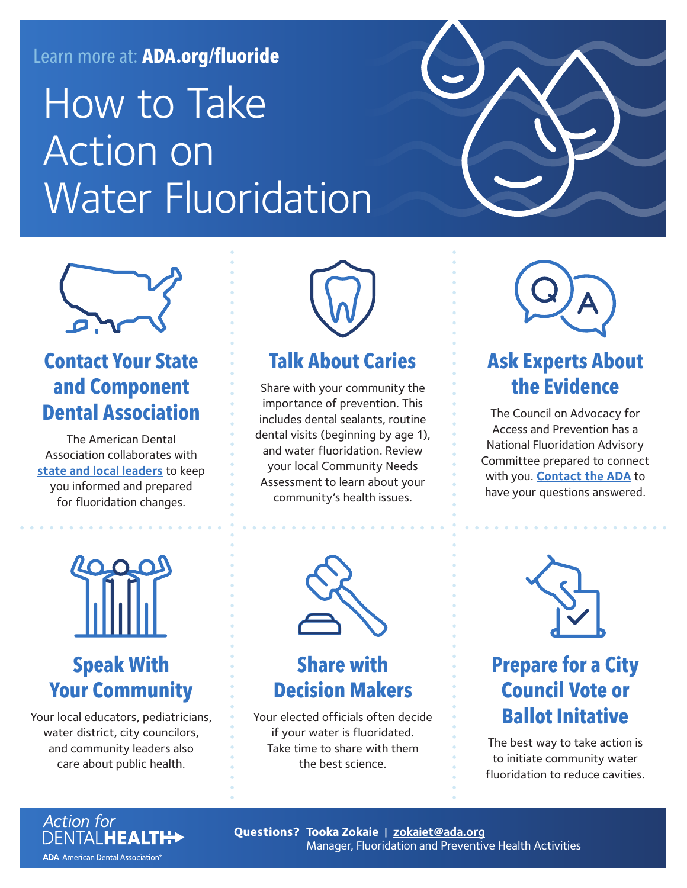Learn more at: **ADA.org/fluoride**

# How to Take Action on Water Fluoridation

## Contact Your State and Component Dental Association

The American Dental Association collaborates with state and local leaders to keep you informed and prepared for fluoridation changes.

## Talk About Caries

Share with your community the importance of prevention. This includes dental sealants, routine dental visits (beginning by age 1), and water fluoridation. Review your local Community Needs Assessment to learn about your community's health issues.

## Ask Experts About the Evidence

The Council on Advocacy for Access and Prevention has a National Fluoridation Advisory Committee prepared to connect with you. Contact the ADA to have your questions answered.

## Speak With Your Community

Your local educators, pediatricians, water district, city councilors, and community leaders also care about public health.

## Share with Decision Makers

Your elected officials often decide if your water is fluoridated. Take time to share with them the best science.

## Prepare for a City Council Vote or Ballot Initative

The best way to take action is to initiate community water fluoridation to reduce cavities.

*Action for* DENTAL**HEALTH**

ADA American Dental Association®

**Questions? Tooka Zokaie | zokaiet@ada.org**
Manager, Fluoridation and Preventive Health Activities